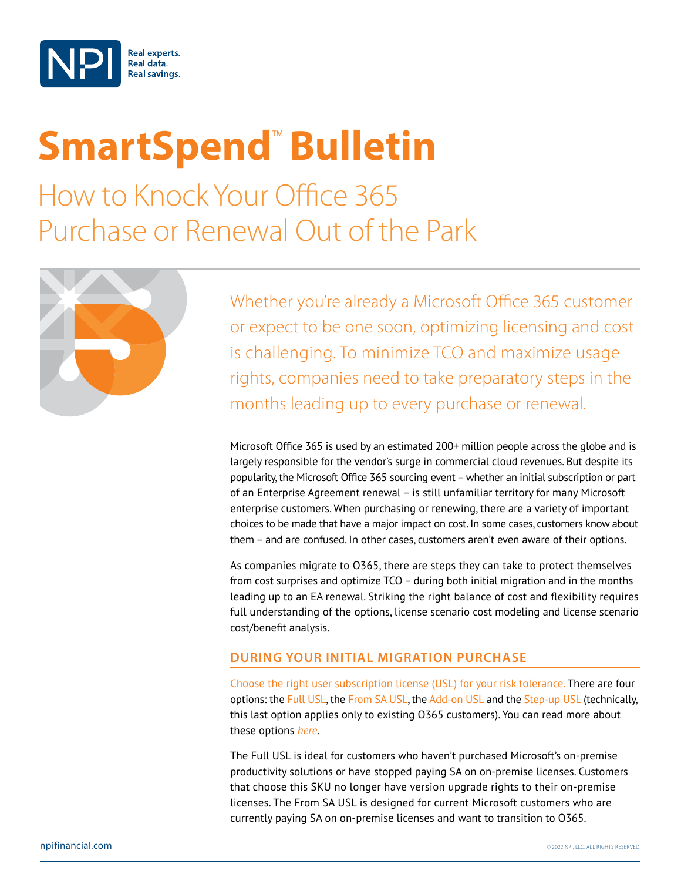# SmartSpend™ Bulletin

## How to Knock Your Office 365 Purchase or Renewal Out of the Park

Whether you're already a Microsoft Office 365 customer or expect to be one soon, optimizing licensing and cost is challenging. To minimize TCO and maximize usage rights, companies need to take preparatory steps in the months leading up to every purchase or renewal.

Microsoft Office 365 is used by an estimated 200+ million people across the globe and is largely responsible for the vendor's surge in commercial cloud revenues. But despite its popularity, the Microsoft Office 365 sourcing event – whether an initial subscription or part of an Enterprise Agreement renewal – is still unfamiliar territory for many Microsoft enterprise customers. When purchasing or renewing, there are a variety of important choices to be made that have a major impact on cost. In some cases, customers know about them – and are confused. In other cases, customers aren't even aware of their options.

As companies migrate to O365, there are steps they can take to protect themselves from cost surprises and optimize TCO – during both initial migration and in the months leading up to an EA renewal. Striking the right balance of cost and flexibility requires full understanding of the options, license scenario cost modeling and license scenario cost/benefit analysis.

### DURING YOUR INITIAL MIGRATION PURCHASE

Choose the right user subscription license (USL) for your risk tolerance. There are four options: the Full USL, the From SA USL, the Add-on USL and the Step-up USL (technically, this last option applies only to existing O365 customers). You can read more about these options *here*.

The Full USL is ideal for customers who haven't purchased Microsoft's on-premise productivity solutions or have stopped paying SA on on-premise licenses. Customers that choose this SKU no longer have version upgrade rights to their on-premise licenses. The From SA USL is designed for current Microsoft customers who are currently paying SA on on-premise licenses and want to transition to O365.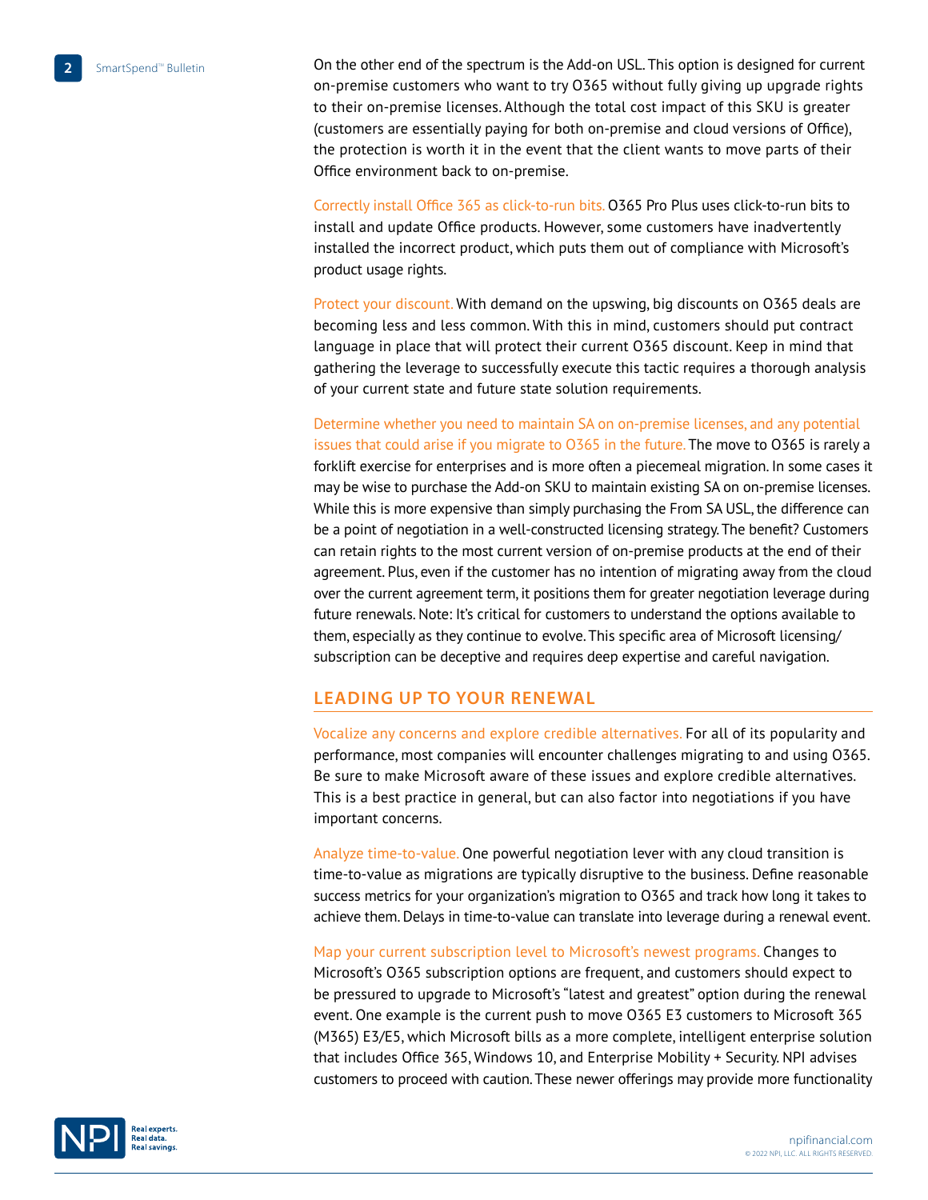On the other end of the spectrum is the Add-on USL. This option is designed for current on-premise customers who want to try O365 without fully giving up upgrade rights to their on-premise licenses. Although the total cost impact of this SKU is greater (customers are essentially paying for both on-premise and cloud versions of Office), the protection is worth it in the event that the client wants to move parts of their Office environment back to on-premise.

Correctly install Office 365 as click-to-run bits. O365 Pro Plus uses click-to-run bits to install and update Office products. However, some customers have inadvertently installed the incorrect product, which puts them out of compliance with Microsoft's product usage rights.

Protect your discount. With demand on the upswing, big discounts on O365 deals are becoming less and less common. With this in mind, customers should put contract language in place that will protect their current O365 discount. Keep in mind that gathering the leverage to successfully execute this tactic requires a thorough analysis of your current state and future state solution requirements.

Determine whether you need to maintain SA on on-premise licenses, and any potential issues that could arise if you migrate to O365 in the future. The move to O365 is rarely a forklift exercise for enterprises and is more often a piecemeal migration. In some cases it may be wise to purchase the Add-on SKU to maintain existing SA on on-premise licenses. While this is more expensive than simply purchasing the From SA USL, the difference can be a point of negotiation in a well-constructed licensing strategy. The benefit? Customers can retain rights to the most current version of on-premise products at the end of their agreement. Plus, even if the customer has no intention of migrating away from the cloud over the current agreement term, it positions them for greater negotiation leverage during future renewals. Note: It's critical for customers to understand the options available to them, especially as they continue to evolve. This specific area of Microsoft licensing/subscription can be deceptive and requires deep expertise and careful navigation.

## LEADING UP TO YOUR RENEWAL

Vocalize any concerns and explore credible alternatives. For all of its popularity and performance, most companies will encounter challenges migrating to and using O365. Be sure to make Microsoft aware of these issues and explore credible alternatives. This is a best practice in general, but can also factor into negotiations if you have important concerns.

Analyze time-to-value. One powerful negotiation lever with any cloud transition is time-to-value as migrations are typically disruptive to the business. Define reasonable success metrics for your organization's migration to O365 and track how long it takes to achieve them. Delays in time-to-value can translate into leverage during a renewal event.

Map your current subscription level to Microsoft's newest programs. Changes to Microsoft's O365 subscription options are frequent, and customers should expect to be pressured to upgrade to Microsoft's "latest and greatest" option during the renewal event. One example is the current push to move O365 E3 customers to Microsoft 365 (M365) E3/E5, which Microsoft bills as a more complete, intelligent enterprise solution that includes Office 365, Windows 10, and Enterprise Mobility + Security. NPI advises customers to proceed with caution. These newer offerings may provide more functionality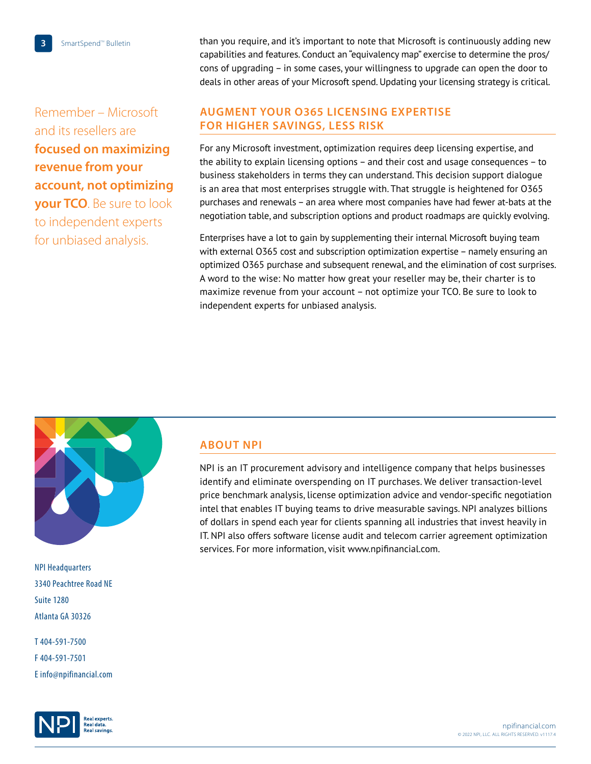than you require, and it's important to note that Microsoft is continuously adding new capabilities and features. Conduct an "equivalency map" exercise to determine the pros/cons of upgrading – in some cases, your willingness to upgrade can open the door to deals in other areas of your Microsoft spend. Updating your licensing strategy is critical.

Remember – Microsoft and its resellers are **focused on maximizing revenue from your account, not optimizing your TCO**. Be sure to look to independent experts for unbiased analysis.

## AUGMENT YOUR O365 LICENSING EXPERTISE FOR HIGHER SAVINGS, LESS RISK

For any Microsoft investment, optimization requires deep licensing expertise, and the ability to explain licensing options – and their cost and usage consequences – to business stakeholders in terms they can understand. This decision support dialogue is an area that most enterprises struggle with. That struggle is heightened for O365 purchases and renewals – an area where most companies have had fewer at-bats at the negotiation table, and subscription options and product roadmaps are quickly evolving.

Enterprises have a lot to gain by supplementing their internal Microsoft buying team with external O365 cost and subscription optimization expertise – namely ensuring an optimized O365 purchase and subsequent renewal, and the elimination of cost surprises. A word to the wise: No matter how great your reseller may be, their charter is to maximize revenue from your account – not optimize your TCO. Be sure to look to independent experts for unbiased analysis.

## ABOUT NPI

NPI is an IT procurement advisory and intelligence company that helps businesses identify and eliminate overspending on IT purchases. We deliver transaction-level price benchmark analysis, license optimization advice and vendor-specific negotiation intel that enables IT buying teams to drive measurable savings. NPI analyzes billions of dollars in spend each year for clients spanning all industries that invest heavily in IT. NPI also offers software license audit and telecom carrier agreement optimization services. For more information, visit www.npifinancial.com.

NPI Headquarters
3340 Peachtree Road NE
Suite 1280
Atlanta GA 30326

T 404-591-7500
F 404-591-7501
E info@npifinancial.com

NPI Real experts. Real data. Real savings.

npifinancial.com
© 2022 NPI, LLC. ALL RIGHTS RESERVED. v1117.4